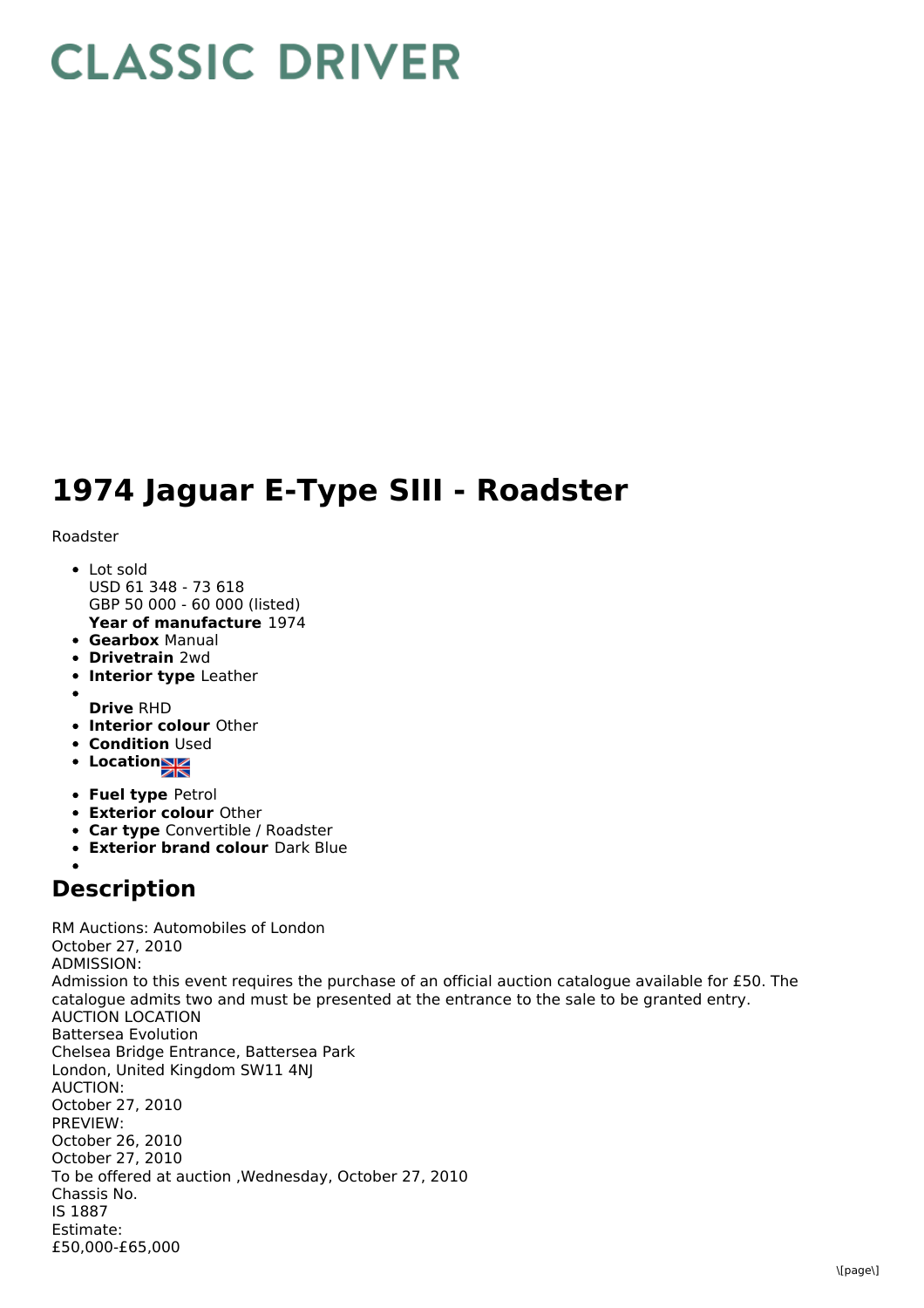# CLASSIC DRIVER

# 1974 Jaguar E-Type SIII - Roadster

Roadster

- Lot sold
  USD 61 348 - 73 618
  GBP 50 000 - 60 000 (listed)
  **Year of manufacture** 1974
- **Gearbox** Manual
- **Drivetrain** 2wd
- **Interior type** Leather
- **Drive** RHD
- **Interior colour** Other
- **Condition** Used
- **Location**
- **Fuel type** Petrol
- **Exterior colour** Other
- **Car type** Convertible / Roadster
- **Exterior brand colour** Dark Blue

## Description

RM Auctions: Automobiles of London
October 27, 2010
ADMISSION:
Admission to this event requires the purchase of an official auction catalogue available for £50. The catalogue admits two and must be presented at the entrance to the sale to be granted entry.
AUCTION LOCATION
Battersea Evolution
Chelsea Bridge Entrance, Battersea Park
London, United Kingdom SW11 4NJ
AUCTION:
October 27, 2010
PREVIEW:
October 26, 2010
October 27, 2010
To be offered at auction ,Wednesday, October 27, 2010
Chassis No.
IS 1887
Estimate:
£50,000-£65,000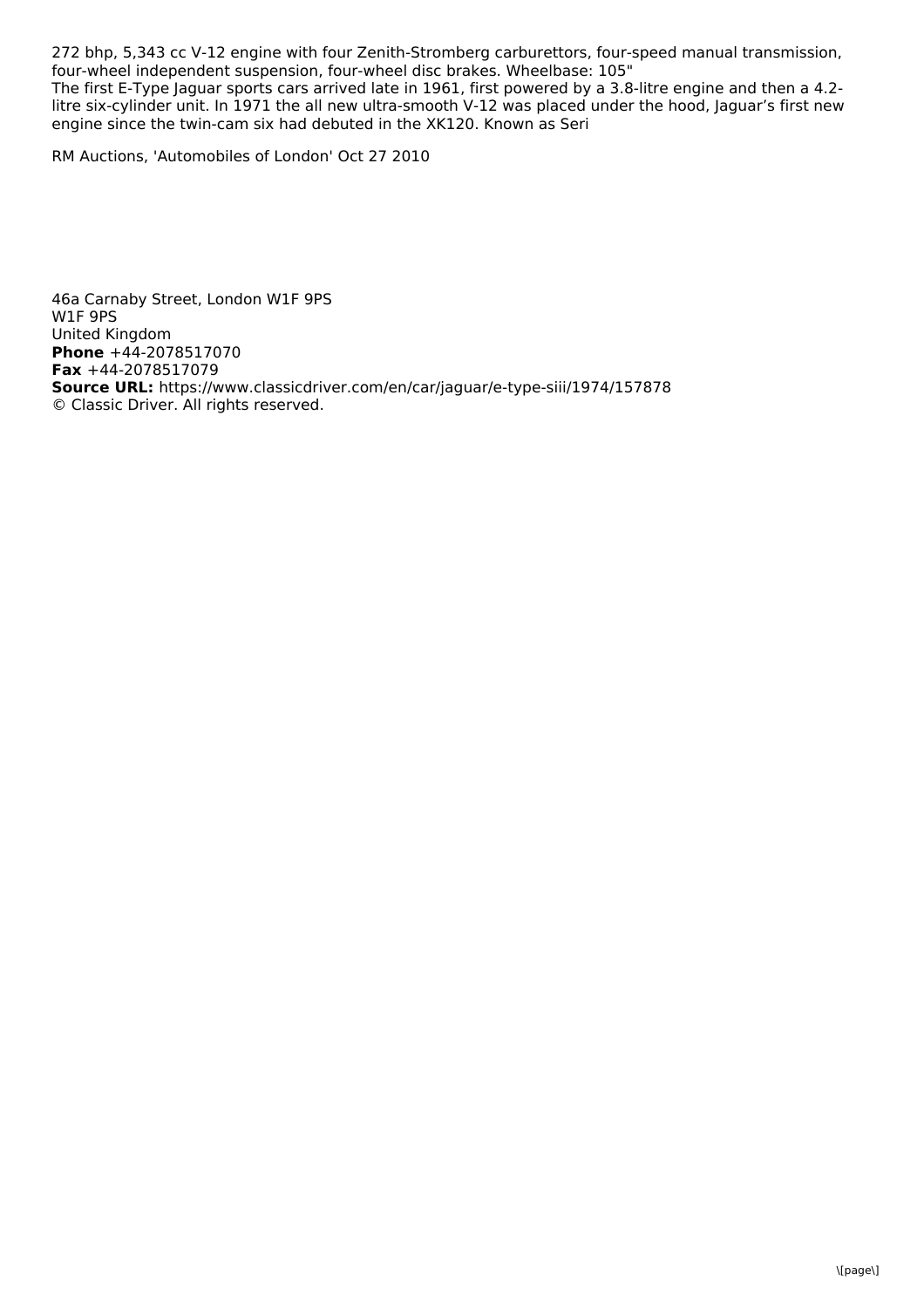272 bhp, 5,343 cc V-12 engine with four Zenith-Stromberg carburettors, four-speed manual transmission, four-wheel independent suspension, four-wheel disc brakes. Wheelbase: 105"
The first E-Type Jaguar sports cars arrived late in 1961, first powered by a 3.8-litre engine and then a 4.2-litre six-cylinder unit. In 1971 the all new ultra-smooth V-12 was placed under the hood, Jaguar's first new engine since the twin-cam six had debuted in the XK120. Known as Seri

RM Auctions, 'Automobiles of London' Oct 27 2010

46a Carnaby Street, London W1F 9PS
W1F 9PS
United Kingdom
**Phone** +44-2078517070
**Fax** +44-2078517079
**Source URL:** https://www.classicdriver.com/en/car/jaguar/e-type-siii/1974/157878
© Classic Driver. All rights reserved.